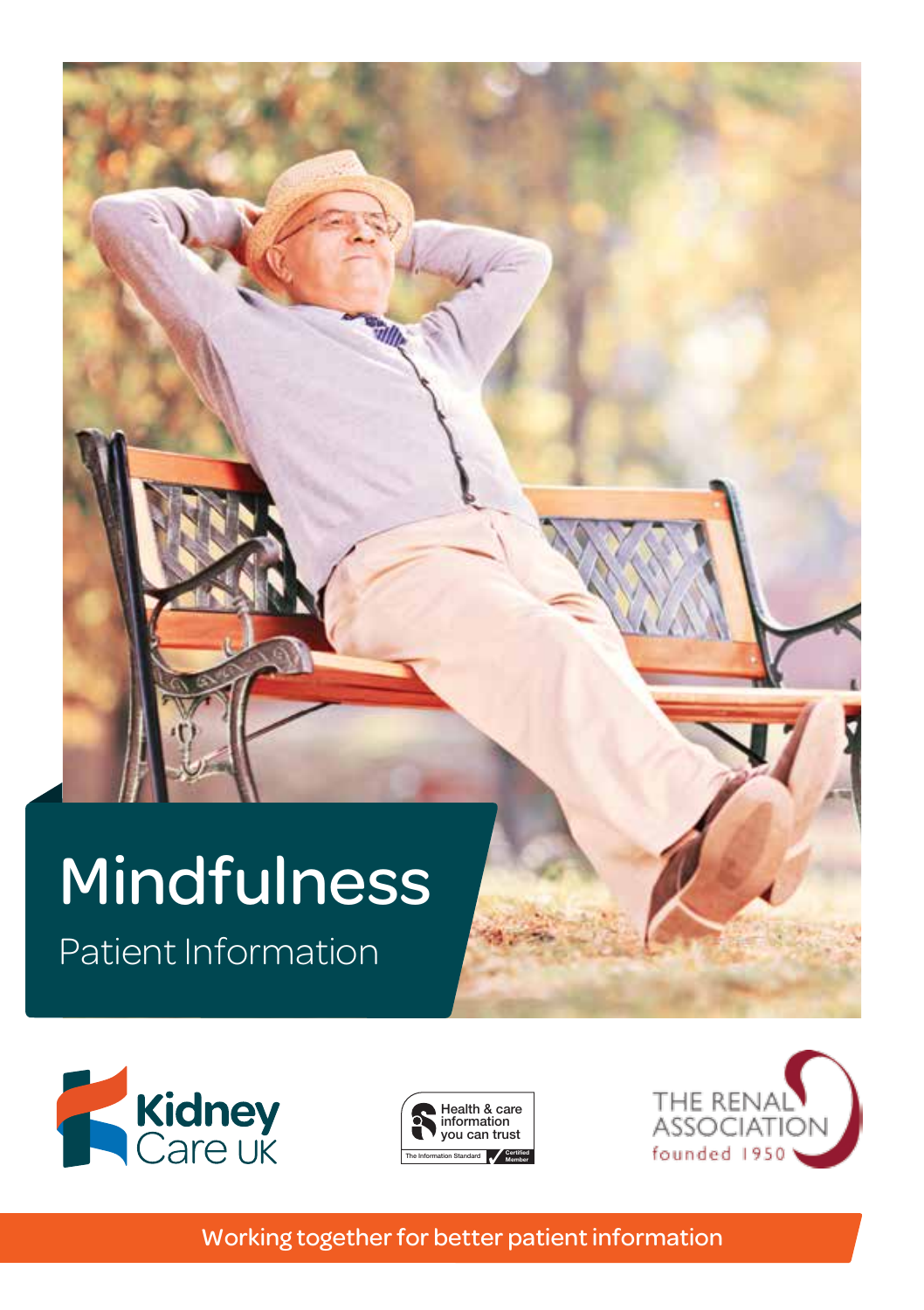# Mindfulness

Patient Information

Kidney Care UK

Health & care information you can trust

The Information Standard Certified Member

THE RENAL ASSOCIATION founded 1950

Working together for better patient information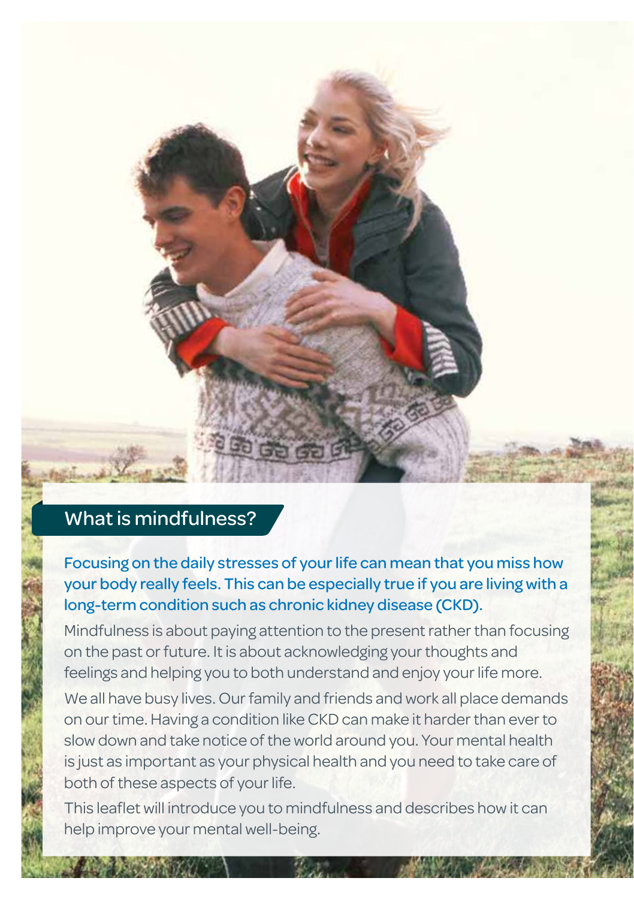## What is mindfulness?

Focusing on the daily stresses of your life can mean that you miss how your body really feels. This can be especially true if you are living with a long-term condition such as chronic kidney disease (CKD).

Mindfulness is about paying attention to the present rather than focusing on the past or future. It is about acknowledging your thoughts and feelings and helping you to both understand and enjoy your life more.

We all have busy lives. Our family and friends and work all place demands on our time. Having a condition like CKD can make it harder than ever to slow down and take notice of the world around you. Your mental health is just as important as your physical health and you need to take care of both of these aspects of your life.

This leaflet will introduce you to mindfulness and describes how it can help improve your mental well-being.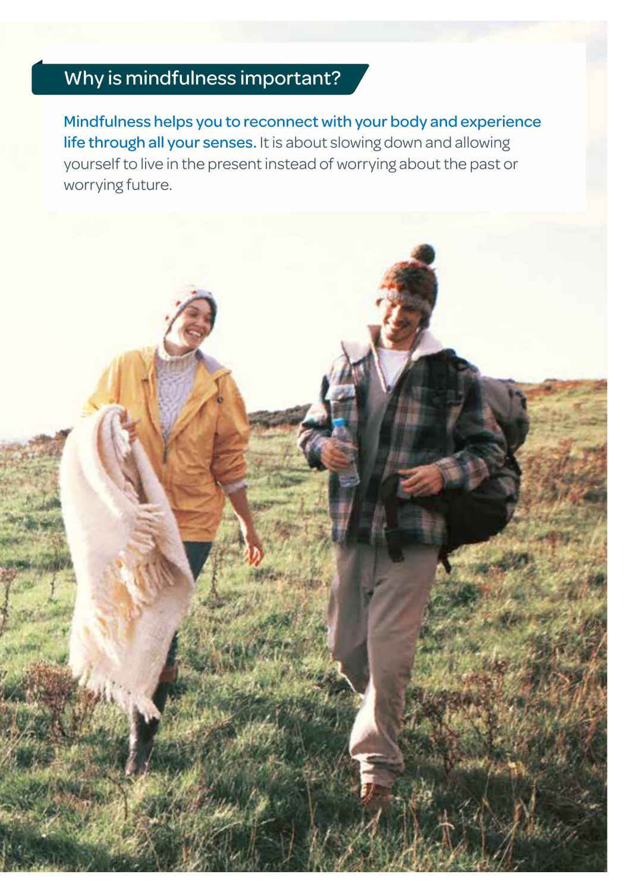## Why is mindfulness important?

**Mindfulness helps you to reconnect with your body and experience life through all your senses.** It is about slowing down and allowing yourself to live in the present instead of worrying about the past or worrying future.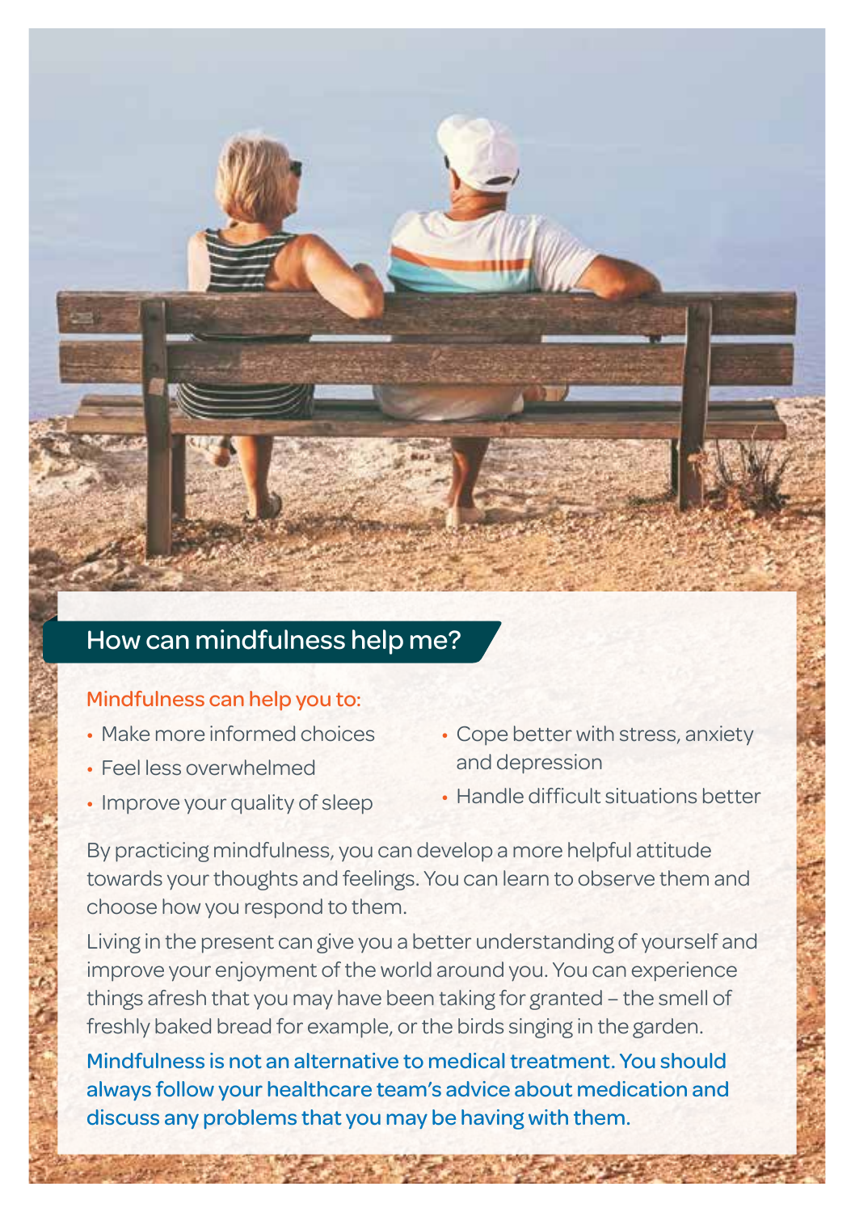## How can mindfulness help me?

Mindfulness can help you to:

- Make more informed choices
- Feel less overwhelmed
- Improve your quality of sleep
- Cope better with stress, anxiety and depression
- Handle difficult situations better

By practicing mindfulness, you can develop a more helpful attitude towards your thoughts and feelings. You can learn to observe them and choose how you respond to them.

Living in the present can give you a better understanding of yourself and improve your enjoyment of the world around you. You can experience things afresh that you may have been taking for granted – the smell of freshly baked bread for example, or the birds singing in the garden.

**Mindfulness is not an alternative to medical treatment. You should always follow your healthcare team's advice about medication and discuss any problems that you may be having with them.**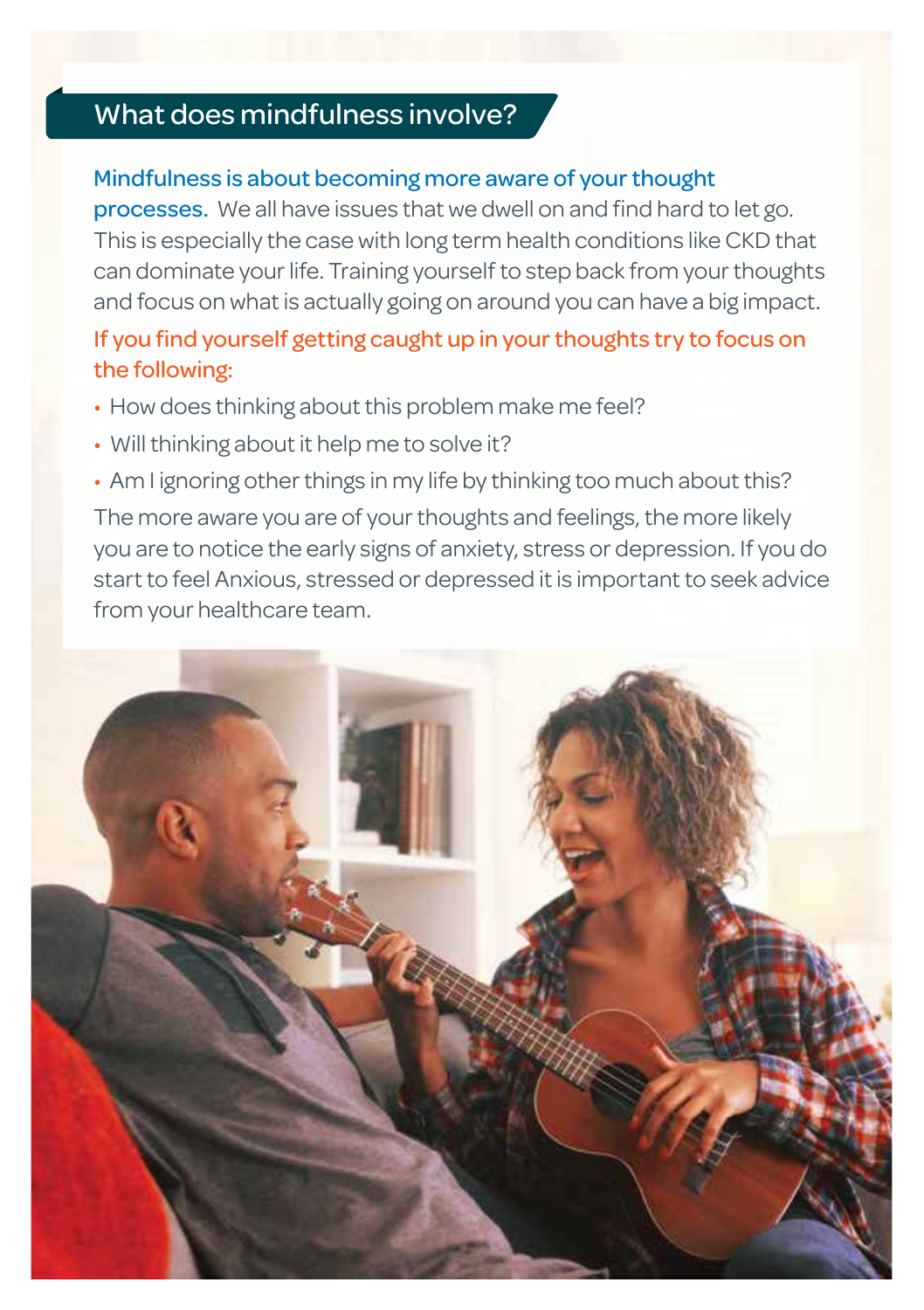## What does mindfulness involve?

**Mindfulness is about becoming more aware of your thought processes.** We all have issues that we dwell on and find hard to let go. This is especially the case with long term health conditions like CKD that can dominate your life. Training yourself to step back from your thoughts and focus on what is actually going on around you can have a big impact.

**If you find yourself getting caught up in your thoughts try to focus on the following:**

- How does thinking about this problem make me feel?
- Will thinking about it help me to solve it?
- Am I ignoring other things in my life by thinking too much about this?

The more aware you are of your thoughts and feelings, the more likely you are to notice the early signs of anxiety, stress or depression. If you do start to feel Anxious, stressed or depressed it is important to seek advice from your healthcare team.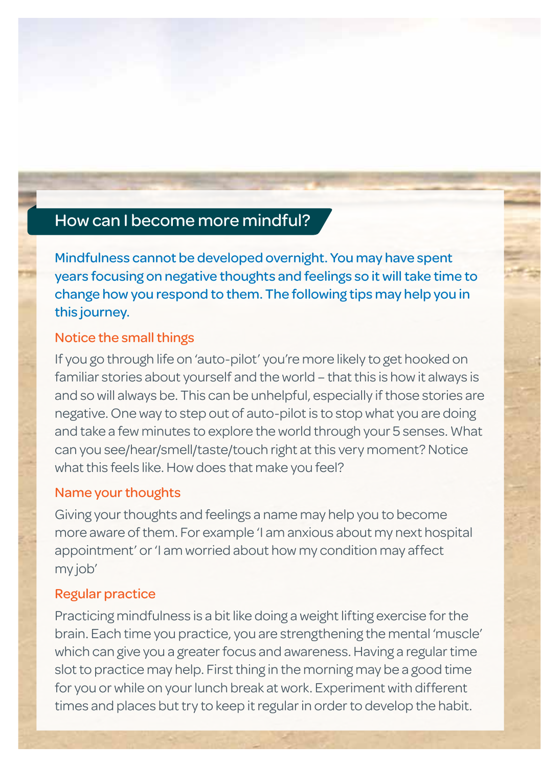## How can I become more mindful?

**Mindfulness cannot be developed overnight. You may have spent years focusing on negative thoughts and feelings so it will take time to change how you respond to them. The following tips may help you in this journey.**

### Notice the small things

If you go through life on 'auto-pilot' you're more likely to get hooked on familiar stories about yourself and the world – that this is how it always is and so will always be. This can be unhelpful, especially if those stories are negative. One way to step out of auto-pilot is to stop what you are doing and take a few minutes to explore the world through your 5 senses. What can you see/hear/smell/taste/touch right at this very moment? Notice what this feels like. How does that make you feel?

### Name your thoughts

Giving your thoughts and feelings a name may help you to become more aware of them. For example 'I am anxious about my next hospital appointment' or 'I am worried about how my condition may affect my job'

### Regular practice

Practicing mindfulness is a bit like doing a weight lifting exercise for the brain. Each time you practice, you are strengthening the mental 'muscle' which can give you a greater focus and awareness. Having a regular time slot to practice may help. First thing in the morning may be a good time for you or while on your lunch break at work. Experiment with different times and places but try to keep it regular in order to develop the habit.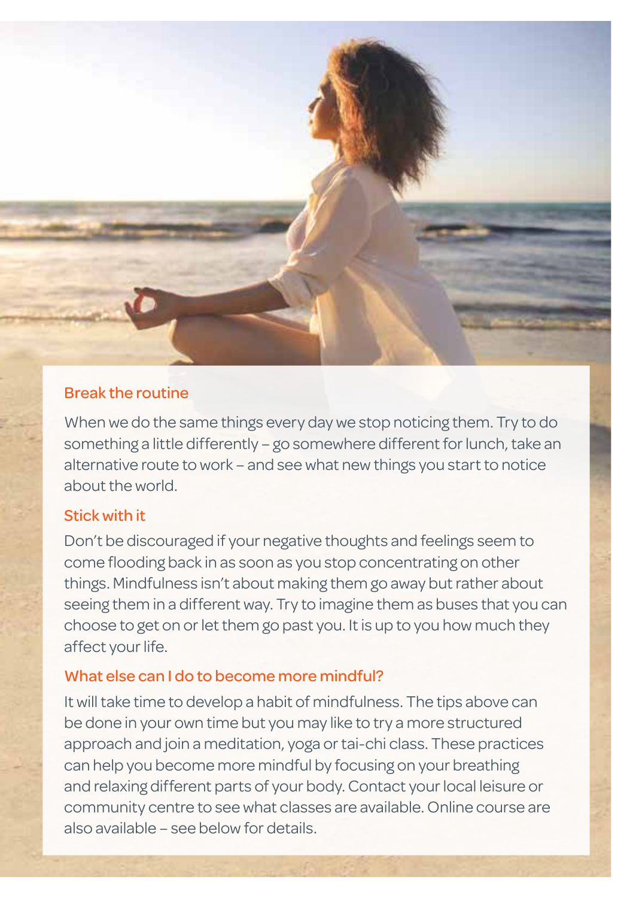## Break the routine

When we do the same things every day we stop noticing them. Try to do something a little differently – go somewhere different for lunch, take an alternative route to work – and see what new things you start to notice about the world.

## Stick with it

Don't be discouraged if your negative thoughts and feelings seem to come flooding back in as soon as you stop concentrating on other things. Mindfulness isn't about making them go away but rather about seeing them in a different way. Try to imagine them as buses that you can choose to get on or let them go past you. It is up to you how much they affect your life.

## What else can I do to become more mindful?

It will take time to develop a habit of mindfulness. The tips above can be done in your own time but you may like to try a more structured approach and join a meditation, yoga or tai-chi class. These practices can help you become more mindful by focusing on your breathing and relaxing different parts of your body. Contact your local leisure or community centre to see what classes are available. Online course are also available – see below for details.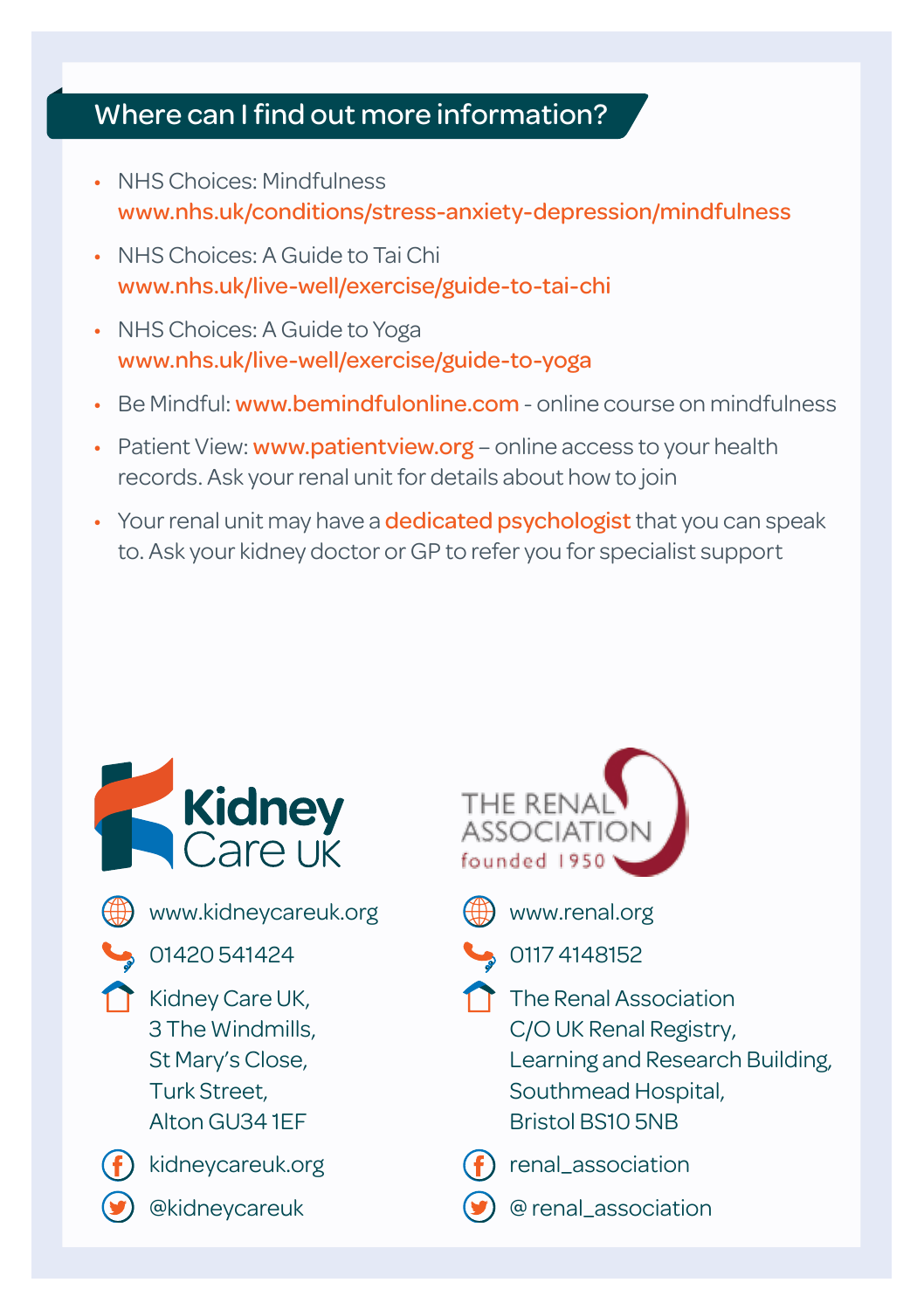## Where can I find out more information?

- NHS Choices: Mindfulness
  www.nhs.uk/conditions/stress-anxiety-depression/mindfulness
- NHS Choices: A Guide to Tai Chi
  www.nhs.uk/live-well/exercise/guide-to-tai-chi
- NHS Choices: A Guide to Yoga
  www.nhs.uk/live-well/exercise/guide-to-yoga
- Be Mindful: www.bemindfulonline.com - online course on mindfulness
- Patient View: www.patientview.org – online access to your health records. Ask your renal unit for details about how to join
- Your renal unit may have a dedicated psychologist that you can speak to. Ask your kidney doctor or GP to refer you for specialist support

**Kidney Care UK**

www.kidneycareuk.org

01420 541424

Kidney Care UK,
3 The Windmills,
St Mary's Close,
Turk Street,
Alton GU34 1EF

kidneycareuk.org

@kidneycareuk

**THE RENAL ASSOCIATION** founded 1950

www.renal.org

0117 4148152

The Renal Association
C/O UK Renal Registry,
Learning and Research Building,
Southmead Hospital,
Bristol BS10 5NB

renal_association

@ renal_association